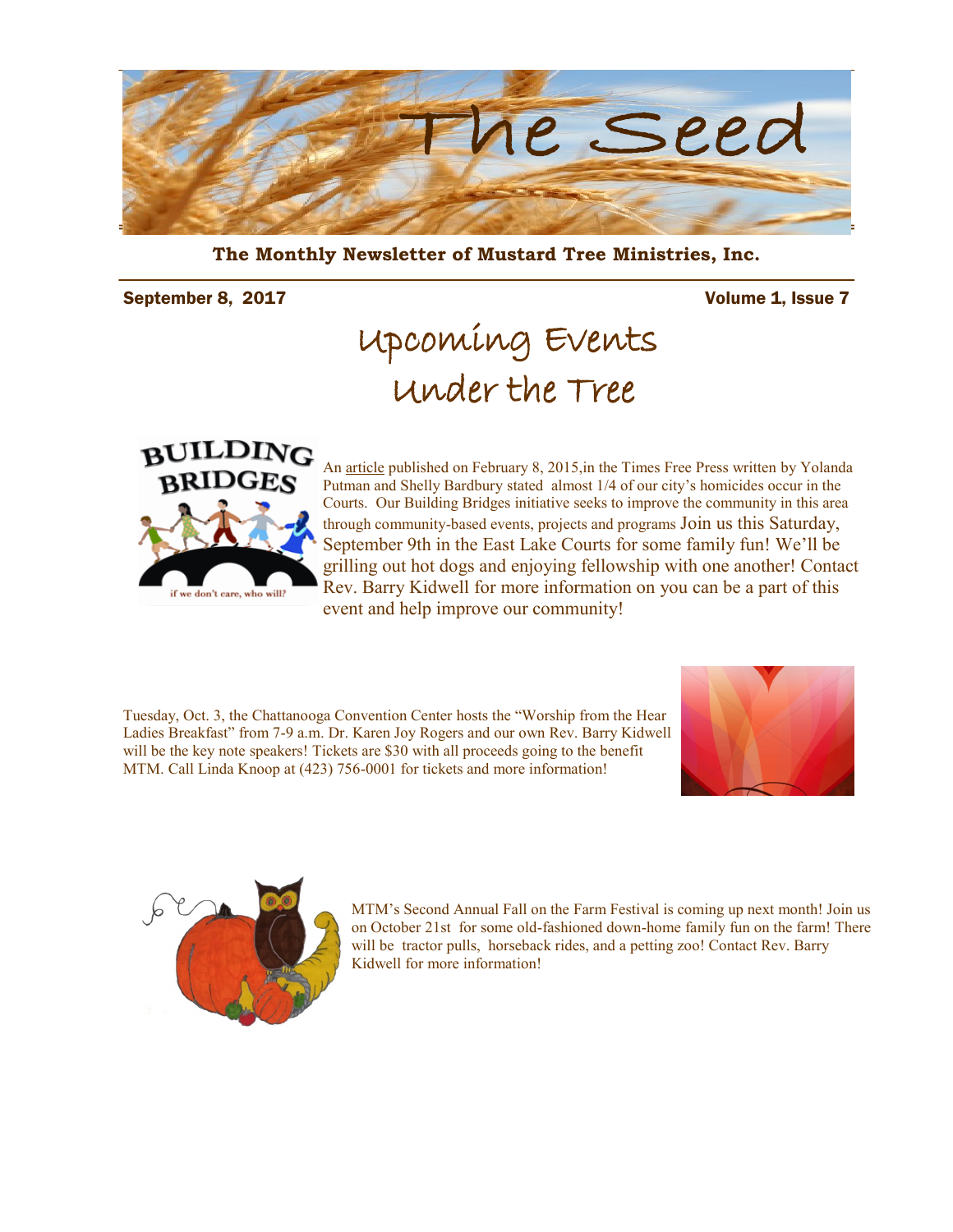# The Seed

**The Monthly Newsletter of Mustard Tree Ministries, Inc.**

September 8, 2017 Volume 1, Issue 7

## Upcoming Events Under the Tree

BUILDING BRIDGES

if we don't care, who will?

An article published on February 8, 2015,in the Times Free Press written by Yolanda Putman and Shelly Bardbury stated almost 1/4 of our city's homicides occur in the Courts. Our Building Bridges initiative seeks to improve the community in this area through community-based events, projects and programs Join us this Saturday, September 9th in the East Lake Courts for some family fun! We'll be grilling out hot dogs and enjoying fellowship with one another! Contact Rev. Barry Kidwell for more information on you can be a part of this event and help improve our community!

Tuesday, Oct. 3, the Chattanooga Convention Center hosts the "Worship from the Hear Ladies Breakfast" from 7-9 a.m. Dr. Karen Joy Rogers and our own Rev. Barry Kidwell will be the key note speakers! Tickets are $30 with all proceeds going to the benefit MTM. Call Linda Knoop at (423) 756-0001 for tickets and more information!

MTM's Second Annual Fall on the Farm Festival is coming up next month! Join us on October 21st for some old-fashioned down-home family fun on the farm! There will be tractor pulls, horseback rides, and a petting zoo! Contact Rev. Barry Kidwell for more information!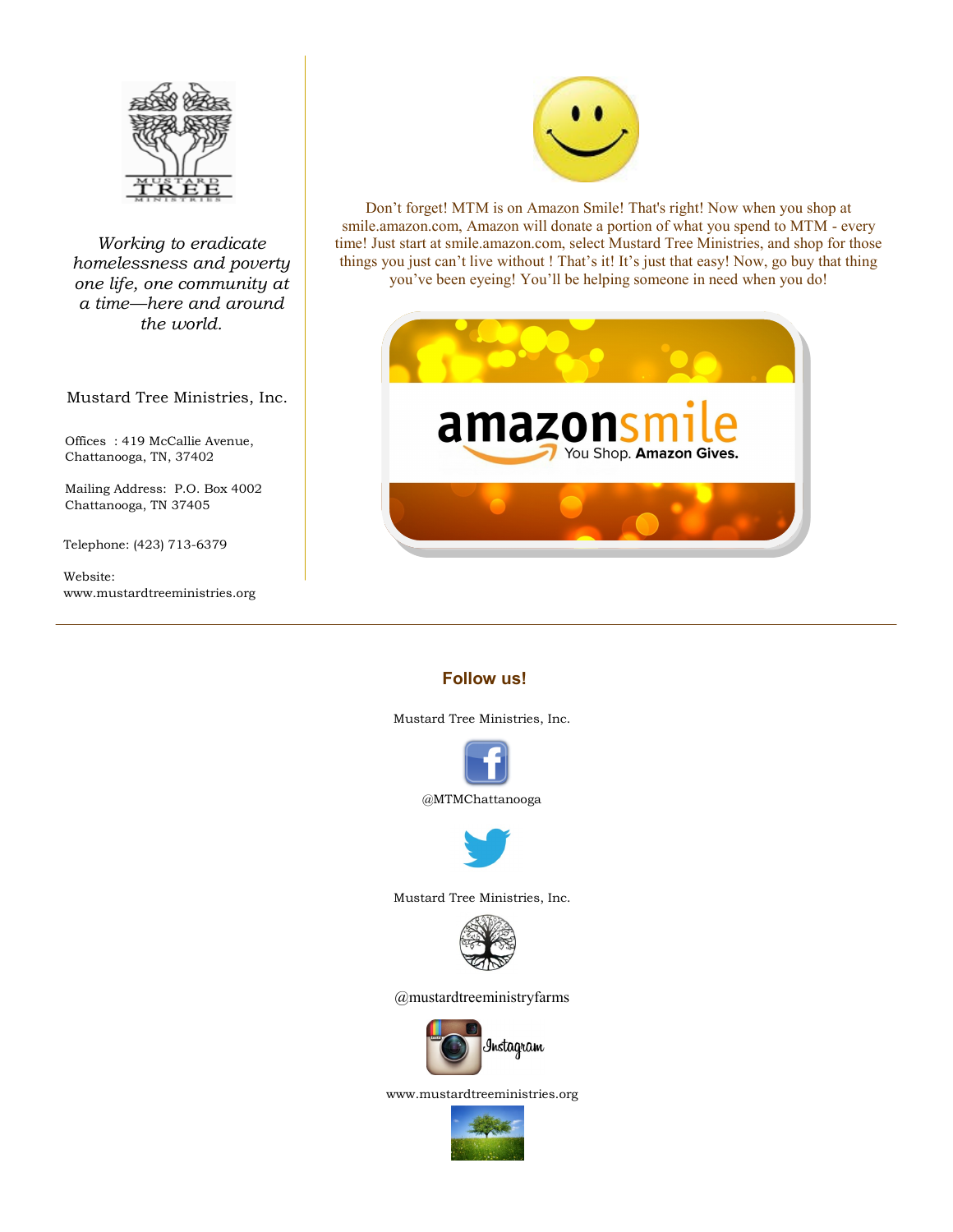*Working to eradicate homelessness and poverty one life, one community at a time—here and around the world.*

Mustard Tree Ministries, Inc.

Offices : 419 McCallie Avenue, Chattanooga, TN, 37402

Mailing Address: P.O. Box 4002 Chattanooga, TN 37405

Telephone: (423) 713-6379

Website: www.mustardtreeministries.org

Don't forget! MTM is on Amazon Smile! That's right! Now when you shop at smile.amazon.com, Amazon will donate a portion of what you spend to MTM - every time! Just start at smile.amazon.com, select Mustard Tree Ministries, and shop for those things you just can't live without ! That's it! It's just that easy! Now, go buy that thing you've been eyeing! You'll be helping someone in need when you do!

amazonsmile
You Shop. **Amazon Gives.**

---

## Follow us!

Mustard Tree Ministries, Inc.

@MTMChattanooga

Mustard Tree Ministries, Inc.

@mustardtreeministryfarms

Instagram

www.mustardtreeministries.org